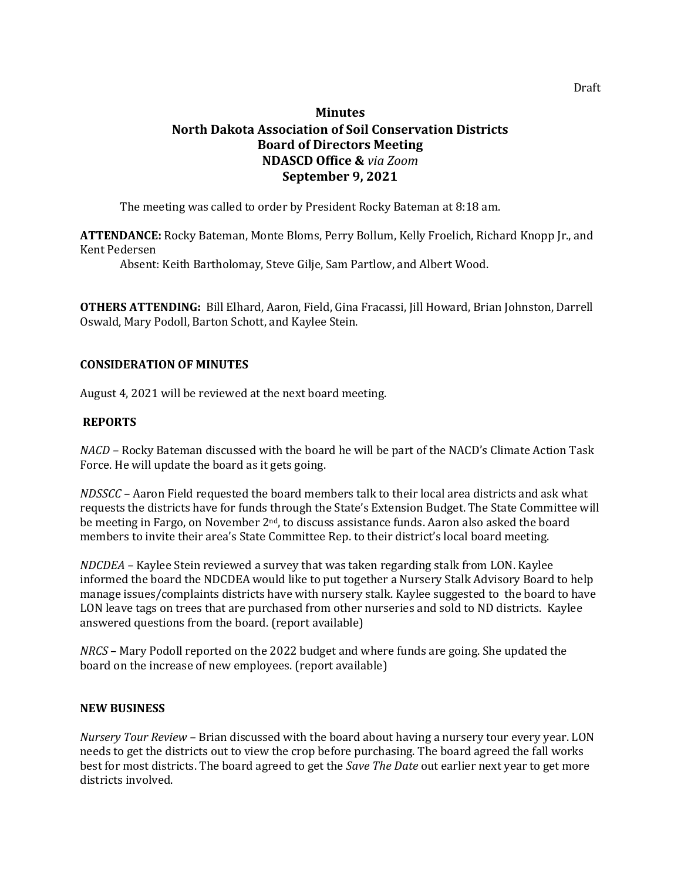Draft

# Minutes
## North Dakota Association of Soil Conservation Districts
## Board of Directors Meeting
## NDASCD Office & *via Zoom*
## September 9, 2021

The meeting was called to order by President Rocky Bateman at 8:18 am.

**ATTENDANCE:** Rocky Bateman, Monte Bloms, Perry Bollum, Kelly Froelich, Richard Knopp Jr., and Kent Pedersen

Absent: Keith Bartholomay, Steve Gilje, Sam Partlow, and Albert Wood.

**OTHERS ATTENDING:** Bill Elhard, Aaron, Field, Gina Fracassi, Jill Howard, Brian Johnston, Darrell Oswald, Mary Podoll, Barton Schott, and Kaylee Stein.

**CONSIDERATION OF MINUTES**

August 4, 2021 will be reviewed at the next board meeting.

**REPORTS**

*NACD* – Rocky Bateman discussed with the board he will be part of the NACD's Climate Action Task Force. He will update the board as it gets going.

*NDSSCC* – Aaron Field requested the board members talk to their local area districts and ask what requests the districts have for funds through the State's Extension Budget. The State Committee will be meeting in Fargo, on November 2nd, to discuss assistance funds. Aaron also asked the board members to invite their area's State Committee Rep. to their district's local board meeting.

*NDCDEA* – Kaylee Stein reviewed a survey that was taken regarding stalk from LON. Kaylee informed the board the NDCDEA would like to put together a Nursery Stalk Advisory Board to help manage issues/complaints districts have with nursery stalk. Kaylee suggested to the board to have LON leave tags on trees that are purchased from other nurseries and sold to ND districts. Kaylee answered questions from the board. (report available)

*NRCS* – Mary Podoll reported on the 2022 budget and where funds are going. She updated the board on the increase of new employees. (report available)

**NEW BUSINESS**

*Nursery Tour Review* – Brian discussed with the board about having a nursery tour every year. LON needs to get the districts out to view the crop before purchasing. The board agreed the fall works best for most districts. The board agreed to get the *Save The Date* out earlier next year to get more districts involved.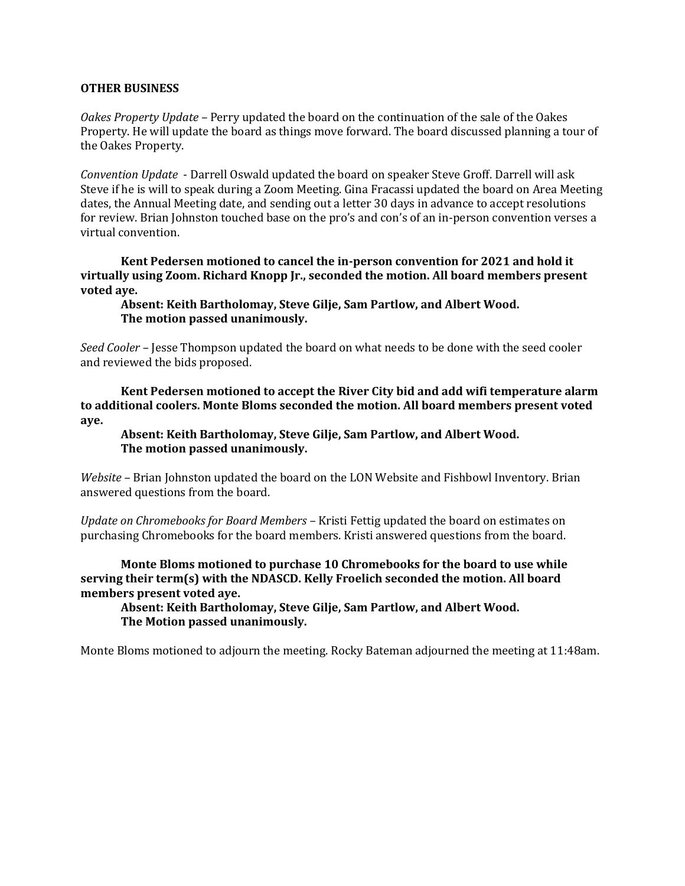**OTHER BUSINESS**

*Oakes Property Update* – Perry updated the board on the continuation of the sale of the Oakes Property. He will update the board as things move forward. The board discussed planning a tour of the Oakes Property.

*Convention Update* - Darrell Oswald updated the board on speaker Steve Groff. Darrell will ask Steve if he is will to speak during a Zoom Meeting. Gina Fracassi updated the board on Area Meeting dates, the Annual Meeting date, and sending out a letter 30 days in advance to accept resolutions for review. Brian Johnston touched base on the pro's and con's of an in-person convention verses a virtual convention.

**Kent Pedersen motioned to cancel the in-person convention for 2021 and hold it virtually using Zoom. Richard Knopp Jr., seconded the motion. All board members present voted aye.**
**Absent: Keith Bartholomay, Steve Gilje, Sam Partlow, and Albert Wood.**
**The motion passed unanimously.**

*Seed Cooler* – Jesse Thompson updated the board on what needs to be done with the seed cooler and reviewed the bids proposed.

**Kent Pedersen motioned to accept the River City bid and add wifi temperature alarm to additional coolers. Monte Bloms seconded the motion. All board members present voted aye.**
**Absent: Keith Bartholomay, Steve Gilje, Sam Partlow, and Albert Wood.**
**The motion passed unanimously.**

*Website* – Brian Johnston updated the board on the LON Website and Fishbowl Inventory. Brian answered questions from the board.

*Update on Chromebooks for Board Members* – Kristi Fettig updated the board on estimates on purchasing Chromebooks for the board members. Kristi answered questions from the board.

**Monte Bloms motioned to purchase 10 Chromebooks for the board to use while serving their term(s) with the NDASCD. Kelly Froelich seconded the motion. All board members present voted aye.**
**Absent: Keith Bartholomay, Steve Gilje, Sam Partlow, and Albert Wood.**
**The Motion passed unanimously.**

Monte Bloms motioned to adjourn the meeting. Rocky Bateman adjourned the meeting at 11:48am.